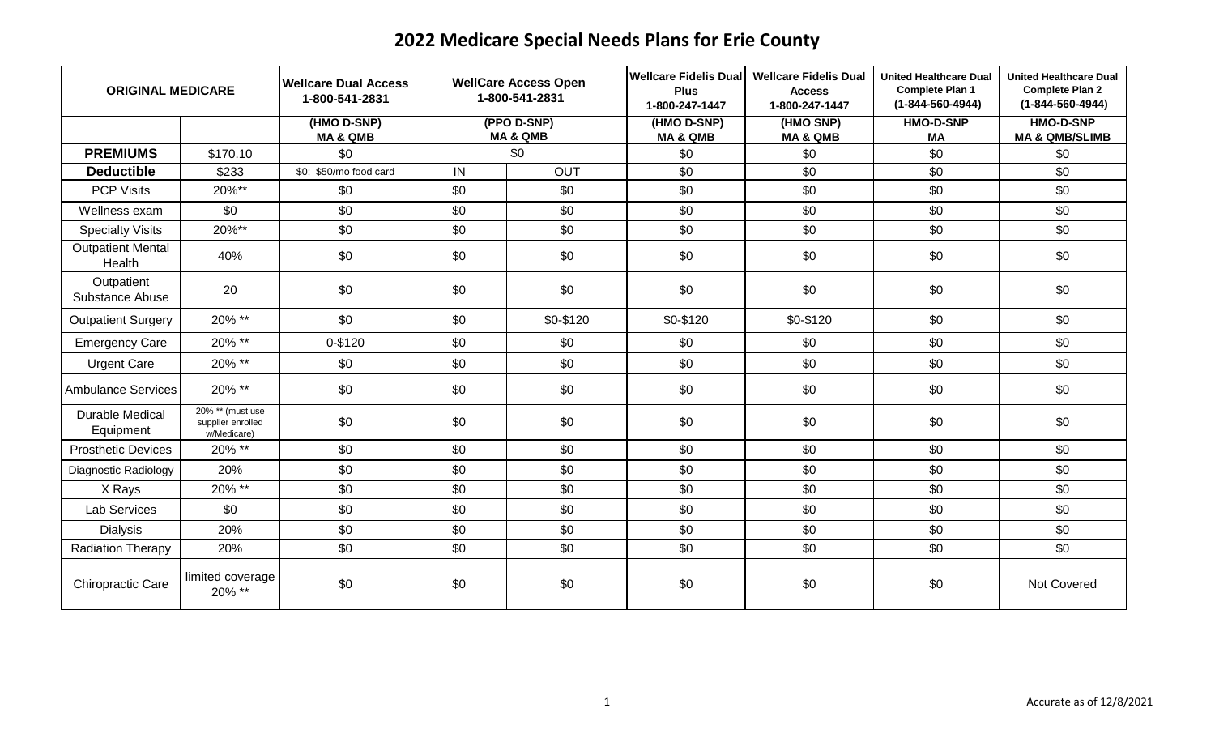# 2022 Medicare Special Needs Plans for Erie County

| ORIGINAL MEDICARE | | Wellcare Dual Access 1-800-541-2831 | WellCare Access Open 1-800-541-2831 | | Wellcare Fidelis Dual Plus 1-800-247-1447 | Wellcare Fidelis Dual Access 1-800-247-1447 | United Healthcare Dual Complete Plan 1 (1-844-560-4944) | United Healthcare Dual Complete Plan 2 (1-844-560-4944) |
|---|---|---|---|---|---|---|---|---|
| | | (HMO D-SNP) MA & QMB | (PPO D-SNP) MA & QMB | | (HMO D-SNP) MA & QMB | (HMO SNP) MA & QMB | HMO-D-SNP MA | HMO-D-SNP MA & QMB/SLIMB |
| **PREMIUMS** | $170.10 | $0 | $0 | | $0 | $0 | $0 | $0 |
| **Deductible** | $233 | $0; $50/mo food card | IN | OUT | $0 | $0 | $0 | $0 |
| PCP Visits | 20%** | $0 | $0 | $0 | $0 | $0 | $0 | $0 |
| Wellness exam | $0 | $0 | $0 | $0 | $0 | $0 | $0 | $0 |
| Specialty Visits | 20%** | $0 | $0 | $0 | $0 | $0 | $0 | $0 |
| Outpatient Mental Health | 40% | $0 | $0 | $0 | $0 | $0 | $0 | $0 |
| Outpatient Substance Abuse | 20 | $0 | $0 | $0 | $0 | $0 | $0 | $0 |
| Outpatient Surgery | 20% ** | $0 | $0 | $0-$120 | $0-$120 | $0-$120 | $0 | $0 |
| Emergency Care | 20% ** | 0-$120 | $0 | $0 | $0 | $0 | $0 | $0 |
| Urgent Care | 20% ** | $0 | $0 | $0 | $0 | $0 | $0 | $0 |
| Ambulance Services | 20% ** | $0 | $0 | $0 | $0 | $0 | $0 | $0 |
| Durable Medical Equipment | 20% ** (must use supplier enrolled w/Medicare) | $0 | $0 | $0 | $0 | $0 | $0 | $0 |
| Prosthetic Devices | 20% ** | $0 | $0 | $0 | $0 | $0 | $0 | $0 |
| Diagnostic Radiology | 20% | $0 | $0 | $0 | $0 | $0 | $0 | $0 |
| X Rays | 20% ** | $0 | $0 | $0 | $0 | $0 | $0 | $0 |
| Lab Services | $0 | $0 | $0 | $0 | $0 | $0 | $0 | $0 |
| Dialysis | 20% | $0 | $0 | $0 | $0 | $0 | $0 | $0 |
| Radiation Therapy | 20% | $0 | $0 | $0 | $0 | $0 | $0 | $0 |
| Chiropractic Care | limited coverage 20% ** | $0 | $0 | $0 | $0 | $0 | $0 | Not Covered |

Accurate as of 12/8/2021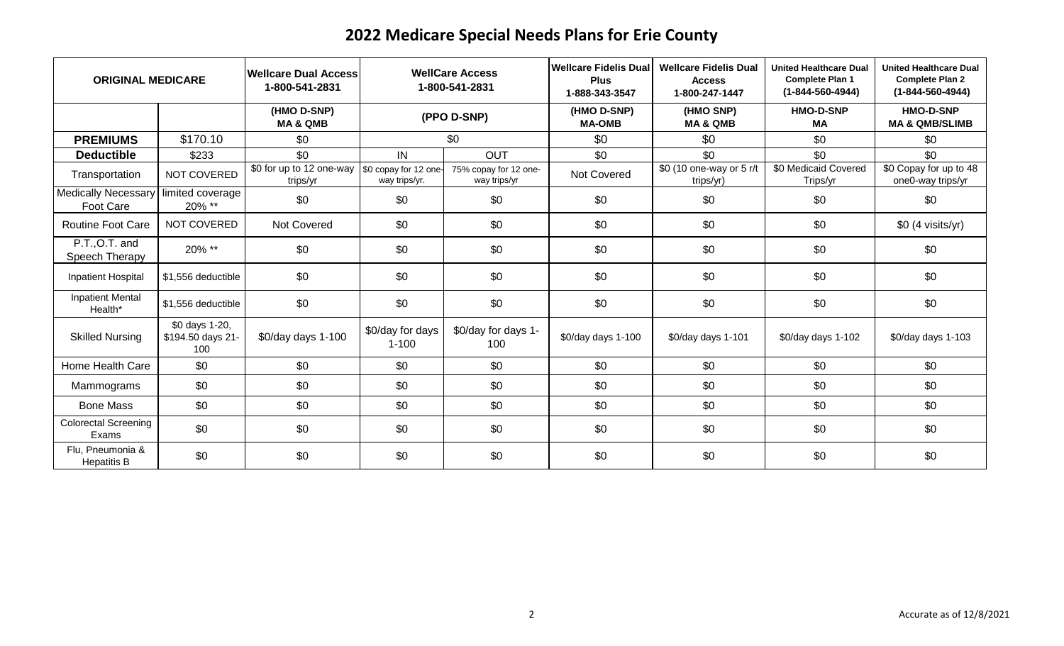# 2022 Medicare Special Needs Plans for Erie County

| ORIGINAL MEDICARE | | Wellcare Dual Access 1-800-541-2831 | WellCare Access 1-800-541-2831 | | Wellcare Fidelis Dual Plus 1-888-343-3547 | Wellcare Fidelis Dual Access 1-800-247-1447 | United Healthcare Dual Complete Plan 1 (1-844-560-4944) | United Healthcare Dual Complete Plan 2 (1-844-560-4944) |
|---|---|---|---|---|---|---|---|---|
| | | (HMO D-SNP) MA & QMB | (PPO D-SNP) | | (HMO D-SNP) MA-OMB | (HMO SNP) MA & QMB | HMO-D-SNP MA | HMO-D-SNP MA & QMB/SLIMB |
| **PREMIUMS** | $170.10 | $0 | $0 | | $0 | $0 | $0 | $0 |
| **Deductible** | $233 | $0 | IN | OUT | $0 | $0 | $0 | $0 |
| Transportation | NOT COVERED | $0 for up to 12 one-way trips/yr | $0 copay for 12 one-way trips/yr. | 75% copay for 12 one-way trips/yr | Not Covered | $0 (10 one-way or 5 r/t trips/yr) | $0 Medicaid Covered Trips/yr | $0 Copay for up to 48 one0-way trips/yr |
| Medically Necessary Foot Care | limited coverage 20% ** | $0 | $0 | $0 | $0 | $0 | $0 | $0 |
| Routine Foot Care | NOT COVERED | Not Covered | $0 | $0 | $0 | $0 | $0 | $0 (4 visits/yr) |
| P.T.,O.T. and Speech Therapy | 20% ** | $0 | $0 | $0 | $0 | $0 | $0 | $0 |
| Inpatient Hospital | $1,556 deductible | $0 | $0 | $0 | $0 | $0 | $0 | $0 |
| Inpatient Mental Health* | $1,556 deductible | $0 | $0 | $0 | $0 | $0 | $0 | $0 |
| Skilled Nursing | $0 days 1-20, $194.50 days 21-100 | $0/day days 1-100 | $0/day for days 1-100 | $0/day for days 1-100 | $0/day days 1-100 | $0/day days 1-101 | $0/day days 1-102 | $0/day days 1-103 |
| Home Health Care | $0 | $0 | $0 | $0 | $0 | $0 | $0 | $0 |
| Mammograms | $0 | $0 | $0 | $0 | $0 | $0 | $0 | $0 |
| Bone Mass | $0 | $0 | $0 | $0 | $0 | $0 | $0 | $0 |
| Colorectal Screening Exams | $0 | $0 | $0 | $0 | $0 | $0 | $0 | $0 |
| Flu, Pneumonia & Hepatitis B | $0 | $0 | $0 | $0 | $0 | $0 | $0 | $0 |

Accurate as of 12/8/2021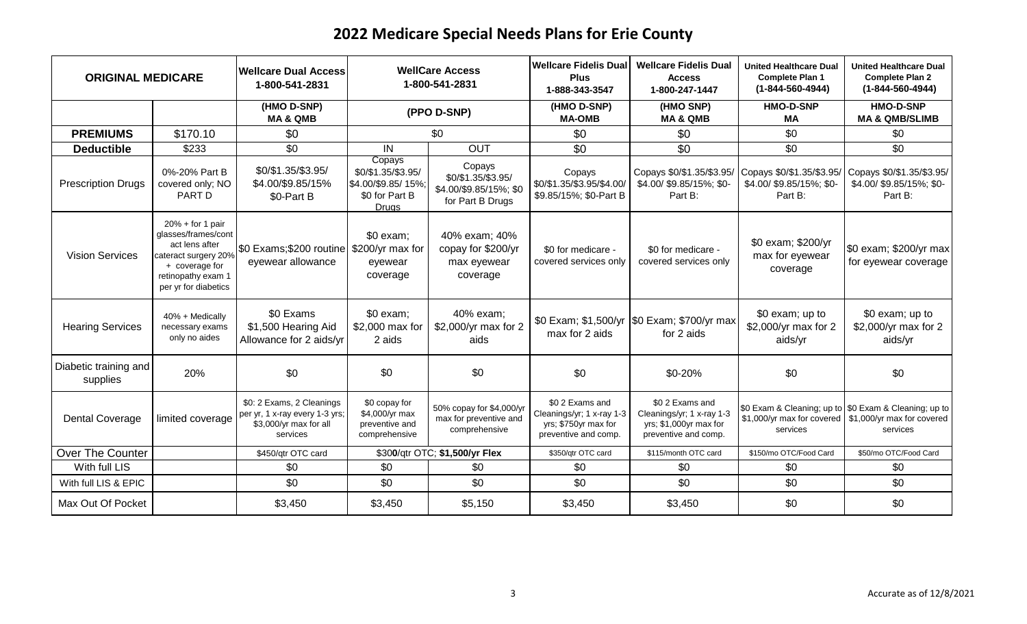# 2022 Medicare Special Needs Plans for Erie County

| ORIGINAL MEDICARE | | Wellcare Dual Access 1-800-541-2831 | WellCare Access 1-800-541-2831 | | Wellcare Fidelis Dual Plus 1-888-343-3547 | Wellcare Fidelis Dual Access 1-800-247-1447 | United Healthcare Dual Complete Plan 1 (1-844-560-4944) | United Healthcare Dual Complete Plan 2 (1-844-560-4944) |
|---|---|---|---|---|---|---|---|---|
| | | (HMO D-SNP) MA & QMB | (PPO D-SNP) | | (HMO D-SNP) MA-OMB | (HMO SNP) MA & QMB | HMO-D-SNP MA | HMO-D-SNP MA & QMB/SLIMB |
| **PREMIUMS** | $170.10 | $0 | $0 | | $0 | $0 | $0 | $0 |
| **Deductible** | $233 | $0 | IN | OUT | $0 | $0 | $0 | $0 |
| Prescription Drugs | 0%-20% Part B covered only; NO PART D | $0/$1.35/$3.95/ $4.00/$9.85/15% $0-Part B | Copays $0/$1.35/$3.95/ $4.00/$9.85/ 15%; $0 for Part B Drugs | Copays $0/$1.35/$3.95/ $4.00/$9.85/15%; $0 for Part B Drugs | Copays $0/$1.35/$3.95/$4.00/ $9.85/15%; $0-Part B | Copays $0/$1.35/$3.95/ $4.00/ $9.85/15%; $0-Part B: | Copays $0/$1.35/$3.95/ $4.00/ $9.85/15%; $0-Part B: | Copays $0/$1.35/$3.95/ $4.00/ $9.85/15%; $0-Part B: |
| Vision Services | 20% + for 1 pair glasses/frames/cont act lens after cateract surgery 20% + coverage for retinopathy exam 1 per yr for diabetics | $0 Exams;$200 routine eyewear allowance | $0 exam; $200/yr max for eyewear coverage | 40% exam; 40% copay for $200/yr max eyewear coverage | $0 for medicare - covered services only | $0 for medicare - covered services only | $0 exam; $200/yr max for eyewear coverage | $0 exam; $200/yr max for eyewear coverage |
| Hearing Services | 40% + Medically necessary exams only no aides | $0 Exams $1,500 Hearing Aid Allowance for 2 aids/yr | $0 exam; $2,000 max for 2 aids | 40% exam; $2,000/yr max for 2 aids | $0 Exam; $1,500/yr max for 2 aids | $0 Exam; $700/yr max for 2 aids | $0 exam; up to $2,000/yr max for 2 aids/yr | $0 exam; up to $2,000/yr max for 2 aids/yr |
| Diabetic training and supplies | 20% | $0 | $0 | $0 | $0 | $0-20% | $0 | $0 |
| Dental Coverage | limited coverage | $0: 2 Exams, 2 Cleanings per yr, 1 x-ray every 1-3 yrs; $3,000/yr max for all services | $0 copay for $4,000/yr max preventive and comprehensive | 50% copay for $4,000/yr max for preventive and comprehensive | $0 2 Exams and Cleanings/yr; 1 x-ray 1-3 yrs; $750/yr max for preventive and comp. | $0 2 Exams and Cleanings/yr; 1 x-ray 1-3 yrs; $1,000/yr max for preventive and comp. | $0 Exam & Cleaning; up to $1,000/yr max for covered services | $0 Exam & Cleaning; up to $1,000/yr max for covered services |
| Over The Counter | | $450/qtr OTC card | $30**0**/qtr OTC; **$1,500/yr Flex** | | $350/qtr OTC card | $115/month OTC card | $150/mo OTC/Food Card | $50/mo OTC/Food Card |
| With full LIS | | $0 | $0 | $0 | $0 | $0 | $0 | $0 |
| With full LIS & EPIC | | $0 | $0 | $0 | $0 | $0 | $0 | $0 |
| Max Out Of Pocket | | $3,450 | $3,450 | $5,150 | $3,450 | $3,450 | $0 | $0 |

Accurate as of 12/8/2021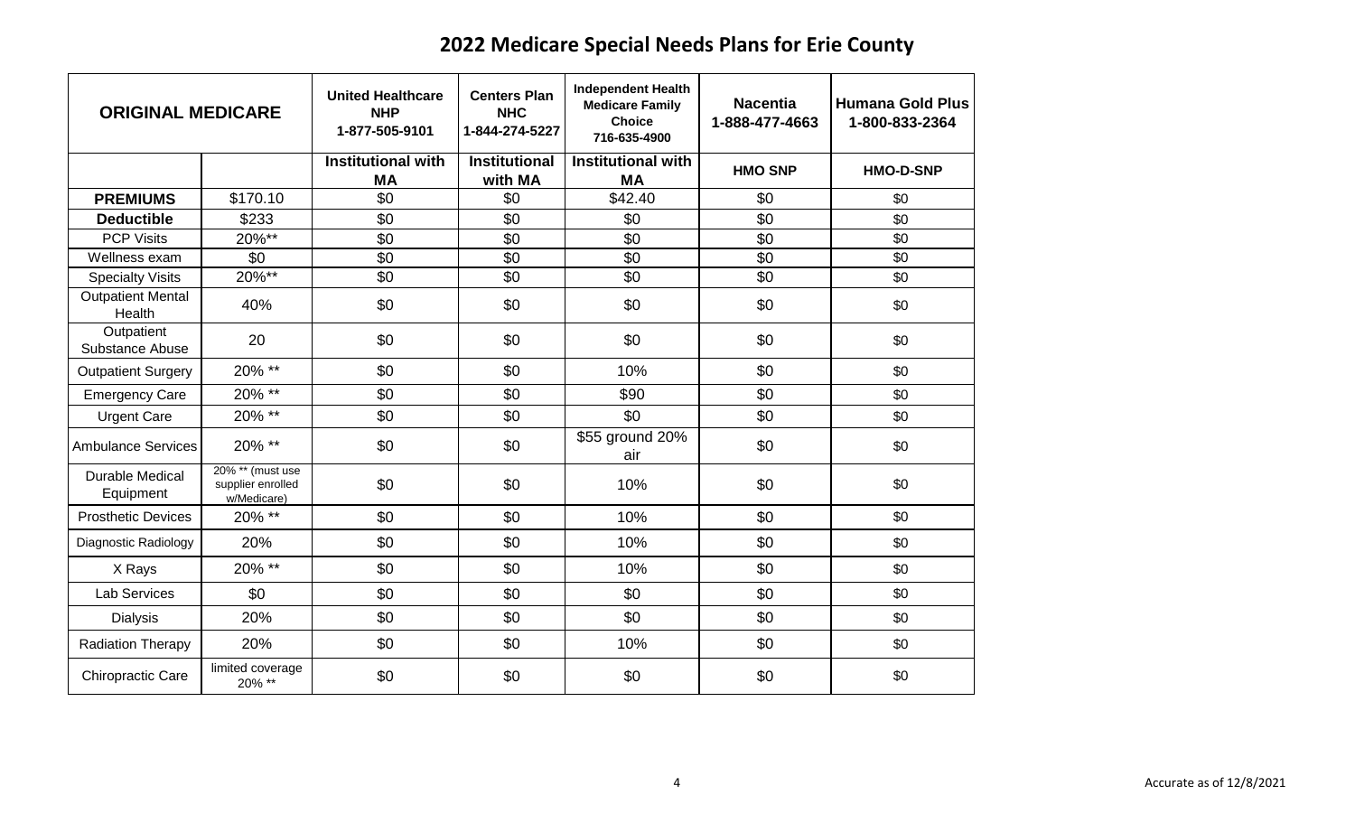## 2022 Medicare Special Needs Plans for Erie County

| ORIGINAL MEDICARE | | United Healthcare NHP 1-877-505-9101 | Centers Plan NHC 1-844-274-5227 | Independent Health Medicare Family Choice 716-635-4900 | Nacentia 1-888-477-4663 | Humana Gold Plus 1-800-833-2364 |
|---|---|---|---|---|---|---|
| | | Institutional with MA | Institutional with MA | Institutional with MA | HMO SNP | HMO-D-SNP |
| **PREMIUMS** | $170.10 | $0 | $0 | $42.40 | $0 | $0 |
| **Deductible** | $233 | $0 | $0 | $0 | $0 | $0 |
| PCP Visits | 20%** | $0 | $0 | $0 | $0 | $0 |
| Wellness exam | $0 | $0 | $0 | $0 | $0 | $0 |
| Specialty Visits | 20%** | $0 | $0 | $0 | $0 | $0 |
| Outpatient Mental Health | 40% | $0 | $0 | $0 | $0 | $0 |
| Outpatient Substance Abuse | 20 | $0 | $0 | $0 | $0 | $0 |
| Outpatient Surgery | 20% ** | $0 | $0 | 10% | $0 | $0 |
| Emergency Care | 20% ** | $0 | $0 | $90 | $0 | $0 |
| Urgent Care | 20% ** | $0 | $0 | $0 | $0 | $0 |
| Ambulance Services | 20% ** | $0 | $0 | $55 ground 20% air | $0 | $0 |
| Durable Medical Equipment | 20% ** (must use supplier enrolled w/Medicare) | $0 | $0 | 10% | $0 | $0 |
| Prosthetic Devices | 20% ** | $0 | $0 | 10% | $0 | $0 |
| Diagnostic Radiology | 20% | $0 | $0 | 10% | $0 | $0 |
| X Rays | 20% ** | $0 | $0 | 10% | $0 | $0 |
| Lab Services | $0 | $0 | $0 | $0 | $0 | $0 |
| Dialysis | 20% | $0 | $0 | $0 | $0 | $0 |
| Radiation Therapy | 20% | $0 | $0 | 10% | $0 | $0 |
| Chiropractic Care | limited coverage 20% ** | $0 | $0 | $0 | $0 | $0 |

Accurate as of 12/8/2021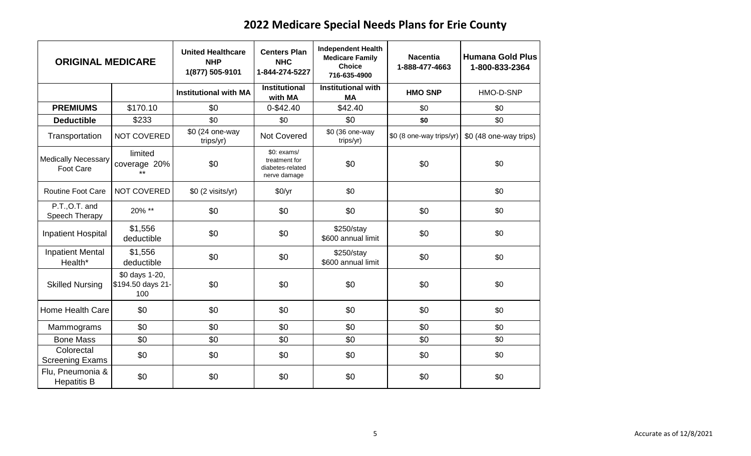## 2022 Medicare Special Needs Plans for Erie County

| ORIGINAL MEDICARE | | United Healthcare NHP 1(877) 505-9101 | Centers Plan NHC 1-844-274-5227 | Independent Health Medicare Family Choice 716-635-4900 | Nacentia 1-888-477-4663 | Humana Gold Plus 1-800-833-2364 |
|---|---|---|---|---|---|---|
| | | Institutional with MA | Institutional with MA | Institutional with MA | HMO SNP | HMO-D-SNP |
| **PREMIUMS** | $170.10 | $0 | 0-$42.40 | $42.40 | $0 | $0 |
| **Deductible** | $233 | $0 | $0 | $0 | **$0** | $0 |
| Transportation | NOT COVERED | $0 (24 one-way trips/yr) | Not Covered | $0 (36 one-way trips/yr) | $0 (8 one-way trips/yr) | $0 (48 one-way trips) |
| Medically Necessary Foot Care | limited coverage 20% ** | $0 | $0: exams/ treatment for diabetes-related nerve damage | $0 | $0 | $0 |
| Routine Foot Care | NOT COVERED | $0 (2 visits/yr) | $0/yr | $0 | | $0 |
| P.T.,O.T. and Speech Therapy | 20% ** | $0 | $0 | $0 | $0 | $0 |
| Inpatient Hospital | $1,556 deductible | $0 | $0 | $250/stay $600 annual limit | $0 | $0 |
| Inpatient Mental Health* | $1,556 deductible | $0 | $0 | $250/stay $600 annual limit | $0 | $0 |
| Skilled Nursing | $0 days 1-20, $194.50 days 21-100 | $0 | $0 | $0 | $0 | $0 |
| Home Health Care | $0 | $0 | $0 | $0 | $0 | $0 |
| Mammograms | $0 | $0 | $0 | $0 | $0 | $0 |
| Bone Mass | $0 | $0 | $0 | $0 | $0 | $0 |
| Colorectal Screening Exams | $0 | $0 | $0 | $0 | $0 | $0 |
| Flu, Pneumonia & Hepatitis B | $0 | $0 | $0 | $0 | $0 | $0 |

Accurate as of 12/8/2021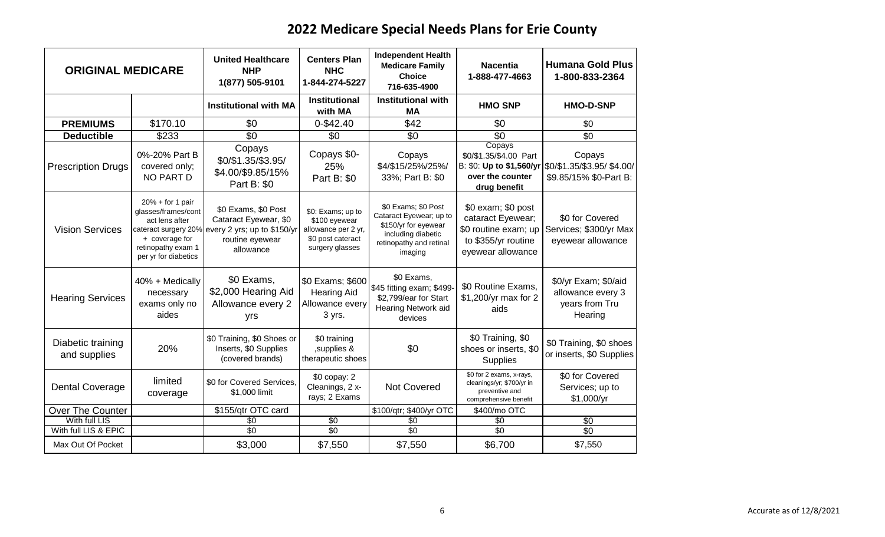# 2022 Medicare Special Needs Plans for Erie County

| ORIGINAL MEDICARE | | United Healthcare NHP 1(877) 505-9101 | Centers Plan NHC 1-844-274-5227 | Independent Health Medicare Family Choice 716-635-4900 | Nacentia 1-888-477-4663 | Humana Gold Plus 1-800-833-2364 |
|---|---|---|---|---|---|---|
| | | **Institutional with MA** | **Institutional with MA** | **Institutional with MA** | **HMO SNP** | **HMO-D-SNP** |
| **PREMIUMS** | $170.10 | $0 | 0-$42.40 | $42 | $0 | $0 |
| **Deductible** | $233 | $0 | $0 | $0 | $0 | $0 |
| Prescription Drugs | 0%-20% Part B covered only; NO PART D | Copays $0/$1.35/$3.95/ $4.00/$9.85/15% Part B: $0 | Copays $0-25% Part B: $0 | Copays $4/$15/25%/25%/ 33%; Part B: $0 | Copays $0/$1.35/$4.00 Part B: $0: **Up to $1,560/yr over the counter drug benefit** | Copays $0/$1.35/$3.95/ $4.00/ $9.85/15% $0-Part B: |
| Vision Services | 20% + for 1 pair glasses/frames/contact lens after cataract surgery 20% + coverage for retinopathy exam 1 per yr for diabetics | $0 Exams, $0 Post Cataract Eyewear, $0 every 2 yrs; up to $150/yr routine eyewear allowance | $0: Exams; up to $100 eyewear allowance per 2 yr, $0 post cataract surgery glasses | $0 Exams; $0 Post Cataract Eyewear; up to $150/yr for eyewear including diabetic retinopathy and retinal imaging | $0 exam; $0 post cataract Eyewear; $0 routine exam; up to $355/yr routine eyewear allowance | $0 for Covered Services; $300/yr Max eyewear allowance |
| Hearing Services | 40% + Medically necessary exams only no aides | $0 Exams, $2,000 Hearing Aid Allowance every 2 yrs | $0 Exams; $600 Hearing Aid Allowance every 3 yrs. | $0 Exams, $45 fitting exam; $499-$2,799/ear for Start Hearing Network aid devices | $0 Routine Exams, $1,200/yr max for 2 aids | $0/yr Exam; $0/aid allowance every 3 years from Tru Hearing |
| Diabetic training and supplies | 20% | $0 Training, $0 Shoes or Inserts, $0 Supplies (covered brands) | $0 training ,supplies & therapeutic shoes | $0 | $0 Training, $0 shoes or inserts, $0 Supplies | $0 Training, $0 shoes or inserts, $0 Supplies |
| Dental Coverage | limited coverage | $0 for Covered Services, $1,000 limit | $0 copay: 2 Cleanings, 2 x-rays; 2 Exams | Not Covered | $0 for 2 exams, x-rays, cleanings/yr; $700/yr in preventive and comprehensive benefit | $0 for Covered Services; up to $1,000/yr |
| Over The Counter | | $155/qtr OTC card | | $100/qtr; $400/yr OTC | $400/mo OTC | |
| With full LIS | | $0 | $0 | $0 | $0 | $0 |
| With full LIS & EPIC | | $0 | $0 | $0 | $0 | $0 |
| Max Out Of Pocket | | $3,000 | $7,550 | $7,550 | $6,700 | $7,550 |

Accurate as of 12/8/2021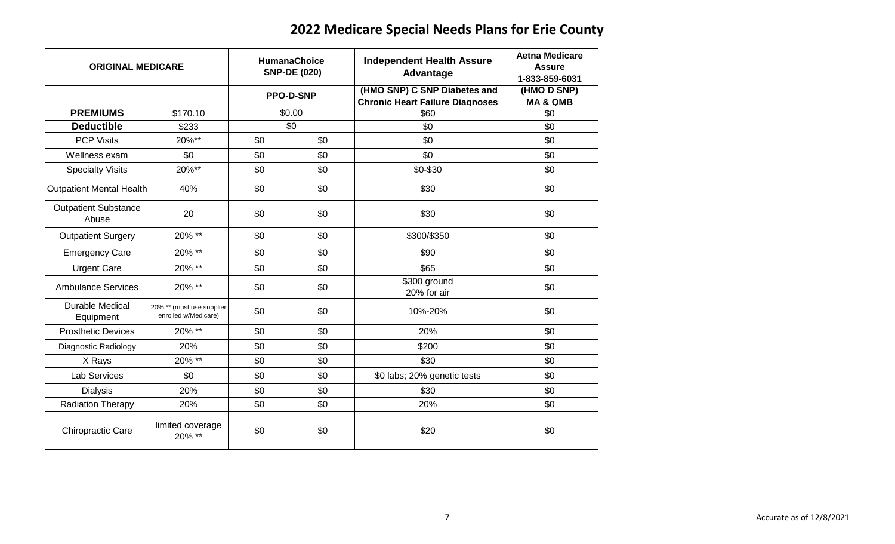# 2022 Medicare Special Needs Plans for Erie County

| ORIGINAL MEDICARE | | HumanaChoice SNP-DE (020) | | Independent Health Assure Advantage | Aetna Medicare Assure 1-833-859-6031 |
|---|---|---|---|---|---|
| | | PPO-D-SNP | | (HMO SNP) C SNP Diabetes and Chronic Heart Failure Diagnoses | (HMO D SNP) MA & QMB |
| **PREMIUMS** | $170.10 | $0.00 | | $60 | $0 |
| **Deductible** | $233 | $0 | | $0 | $0 |
| PCP Visits | 20%** | $0 | $0 | $0 | $0 |
| Wellness exam | $0 | $0 | $0 | $0 | $0 |
| Specialty Visits | 20%** | $0 | $0 | $0-$30 | $0 |
| Outpatient Mental Health | 40% | $0 | $0 | $30 | $0 |
| Outpatient Substance Abuse | 20 | $0 | $0 | $30 | $0 |
| Outpatient Surgery | 20% ** | $0 | $0 | $300/$350 | $0 |
| Emergency Care | 20% ** | $0 | $0 | $90 | $0 |
| Urgent Care | 20% ** | $0 | $0 | $65 | $0 |
| Ambulance Services | 20% ** | $0 | $0 | $300 ground 20% for air | $0 |
| Durable Medical Equipment | 20% ** (must use supplier enrolled w/Medicare) | $0 | $0 | 10%-20% | $0 |
| Prosthetic Devices | 20% ** | $0 | $0 | 20% | $0 |
| Diagnostic Radiology | 20% | $0 | $0 | $200 | $0 |
| X Rays | 20% ** | $0 | $0 | $30 | $0 |
| Lab Services | $0 | $0 | $0 | $0 labs; 20% genetic tests | $0 |
| Dialysis | 20% | $0 | $0 | $30 | $0 |
| Radiation Therapy | 20% | $0 | $0 | 20% | $0 |
| Chiropractic Care | limited coverage 20% ** | $0 | $0 | $20 | $0 |

Accurate as of 12/8/2021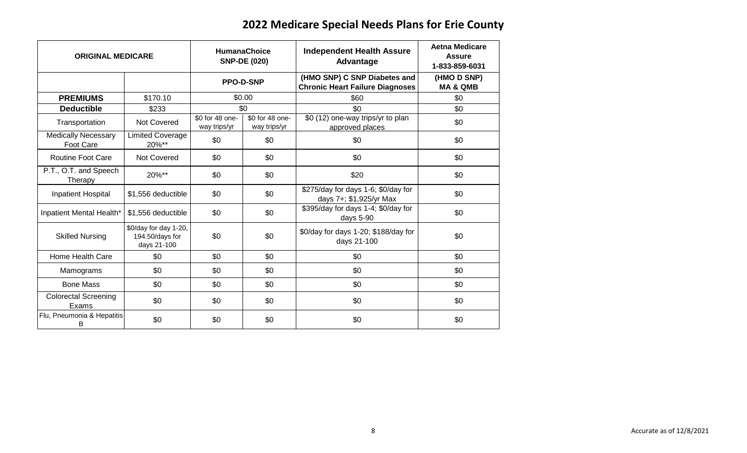# 2022 Medicare Special Needs Plans for Erie County

| ORIGINAL MEDICARE | | HumanaChoice SNP-DE (020) | | Independent Health Assure Advantage | Aetna Medicare Assure 1-833-859-6031 |
|---|---|---|---|---|---|
| | | PPO-D-SNP | | (HMO SNP) C SNP Diabetes and Chronic Heart Failure Diagnoses | (HMO D SNP) MA & QMB |
| **PREMIUMS** | $170.10 | $0.00 | | $60 | $0 |
| **Deductible** | $233 | $0 | | $0 | $0 |
| Transportation | Not Covered | $0 for 48 one-way trips/yr | $0 for 48 one-way trips/yr | $0 (12) one-way trips/yr to plan approved places | $0 |
| Medically Necessary Foot Care | Limited Coverage 20%** | $0 | $0 | $0 | $0 |
| Routine Foot Care | Not Covered | $0 | $0 | $0 | $0 |
| P.T., O.T. and Speech Therapy | 20%** | $0 | $0 | $20 | $0 |
| Inpatient Hospital | $1,556 deductible | $0 | $0 | $275/day for days 1-6; $0/day for days 7+; $1,925/yr Max | $0 |
| Inpatient Mental Health* | $1,556 deductible | $0 | $0 | $395/day for days 1-4; $0/day for days 5-90 | $0 |
| Skilled Nursing | $0/day for day 1-20, 194.50/days for days 21-100 | $0 | $0 | $0/day for days 1-20; $188/day for days 21-100 | $0 |
| Home Health Care | $0 | $0 | $0 | $0 | $0 |
| Mamograms | $0 | $0 | $0 | $0 | $0 |
| Bone Mass | $0 | $0 | $0 | $0 | $0 |
| Colorectal Screening Exams | $0 | $0 | $0 | $0 | $0 |
| Flu, Pneumonia & Hepatitis B | $0 | $0 | $0 | $0 | $0 |

Accurate as of 12/8/2021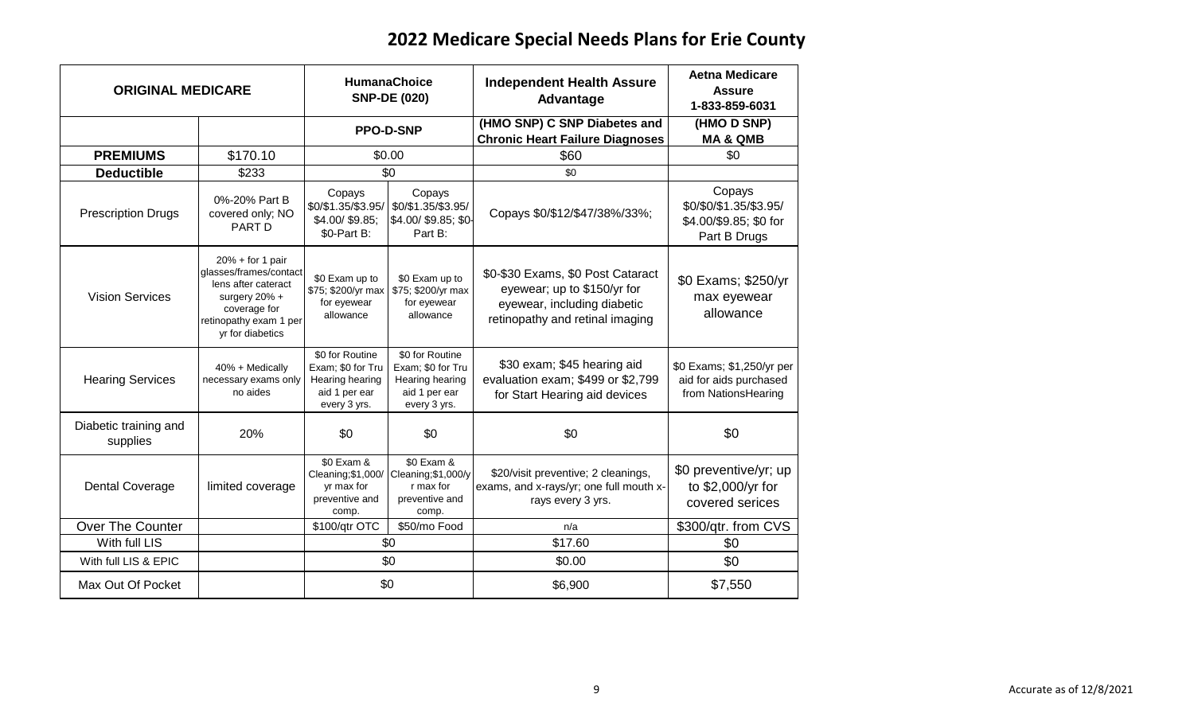# 2022 Medicare Special Needs Plans for Erie County

| ORIGINAL MEDICARE | | HumanaChoice SNP-DE (020) | | Independent Health Assure Advantage | Aetna Medicare Assure 1-833-859-6031 |
|---|---|---|---|---|---|
| | | PPO-D-SNP | | (HMO SNP) C SNP Diabetes and Chronic Heart Failure Diagnoses | (HMO D SNP) MA & QMB |
| **PREMIUMS** | $170.10 | $0.00 | | $60 | $0 |
| **Deductible** | $233 | $0 | | $0 | |
| Prescription Drugs | 0%-20% Part B covered only; NO PART D | Copays $0/$1.35/$3.95/ $4.00/ $9.85; $0-Part B: | Copays $0/$1.35/$3.95/ $4.00/ $9.85; $0-Part B: | Copays $0/$12/$47/38%/33%; | Copays $0/$0/$1.35/$3.95/ $4.00/$9.85; $0 for Part B Drugs |
| Vision Services | 20% + for 1 pair glasses/frames/contact lens after cateract surgery 20% + coverage for retinopathy exam 1 per yr for diabetics | $0 Exam up to $75; $200/yr max for eyewear allowance | $0 Exam up to $75; $200/yr max for eyewear allowance | $0-$30 Exams, $0 Post Cataract eyewear; up to $150/yr for eyewear, including diabetic retinopathy and retinal imaging | $0 Exams; $250/yr max eyewear allowance |
| Hearing Services | 40% + Medically necessary exams only no aides | $0 for Routine Exam; $0 for Tru Hearing hearing aid 1 per ear every 3 yrs. | $0 for Routine Exam; $0 for Tru Hearing hearing aid 1 per ear every 3 yrs. | $30 exam; $45 hearing aid evaluation exam; $499 or $2,799 for Start Hearing aid devices | $0 Exams; $1,250/yr per aid for aids purchased from NationsHearing |
| Diabetic training and supplies | 20% | $0 | $0 | $0 | $0 |
| Dental Coverage | limited coverage | $0 Exam & Cleaning;$1,000/ yr max for preventive and comp. | $0 Exam & Cleaning;$1,000/yr max for preventive and comp. | $20/visit preventive; 2 cleanings, exams, and x-rays/yr; one full mouth x-rays every 3 yrs. | $0 preventive/yr; up to $2,000/yr for covered serices |
| Over The Counter | | $100/qtr OTC | $50/mo Food | n/a | $300/qtr. from CVS |
| With full LIS | | $0 | | $17.60 | $0 |
| With full LIS & EPIC | | $0 | | $0.00 | $0 |
| Max Out Of Pocket | | $0 | | $6,900 | $7,550 |

Accurate as of 12/8/2021